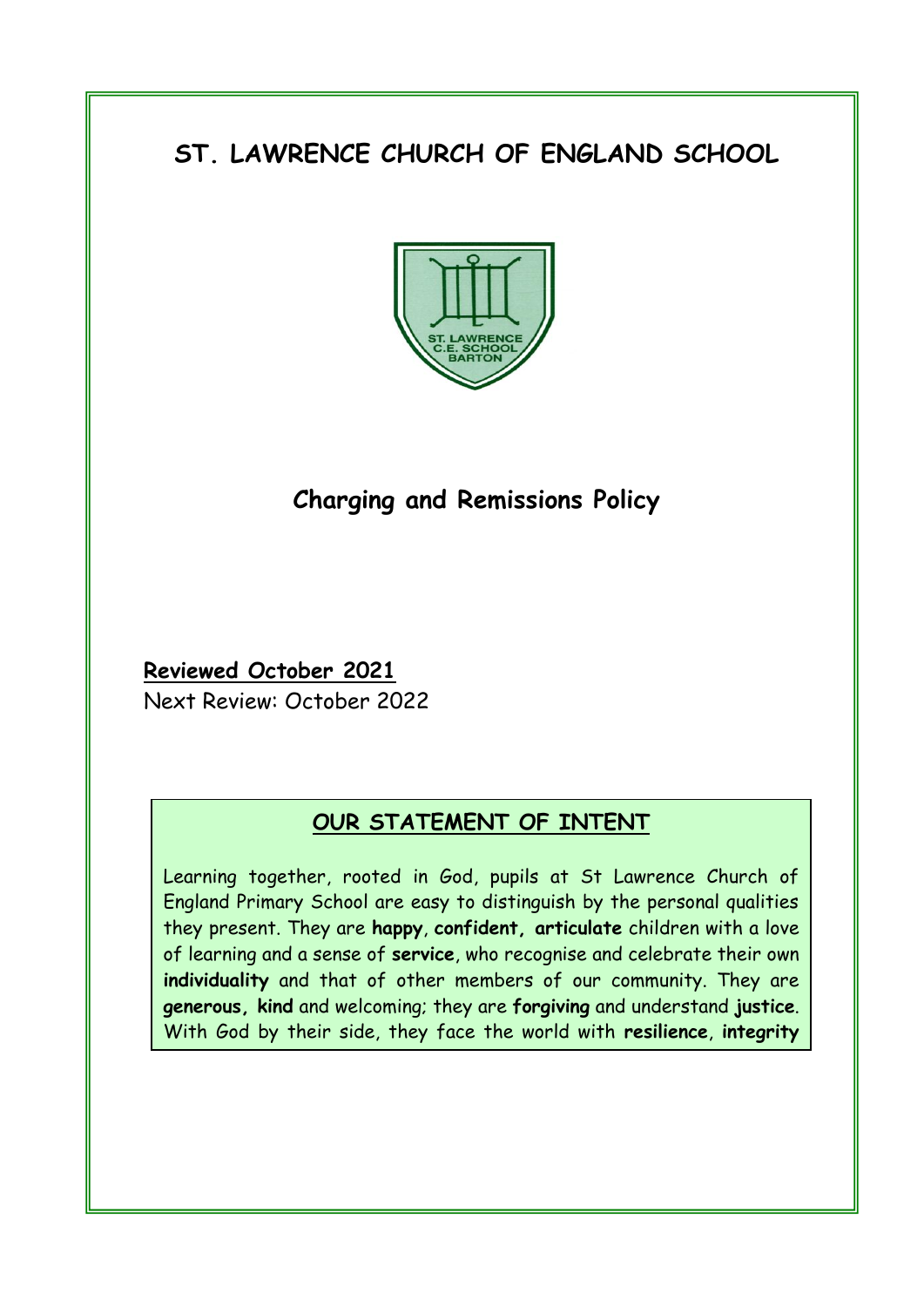# ST. LAWRENCE CHURCH OF ENGLAND SCHOOL

## Charging and Remissions Policy

**Reviewed October 2021**

Next Review: October 2022

### OUR STATEMENT OF INTENT

Learning together, rooted in God, pupils at St Lawrence Church of England Primary School are easy to distinguish by the personal qualities they present. They are **happy**, **confident, articulate** children with a love of learning and a sense of **service**, who recognise and celebrate their own **individuality** and that of other members of our community. They are **generous, kind** and welcoming; they are **forgiving** and understand **justice**. With God by their side, they face the world with **resilience**, **integrity**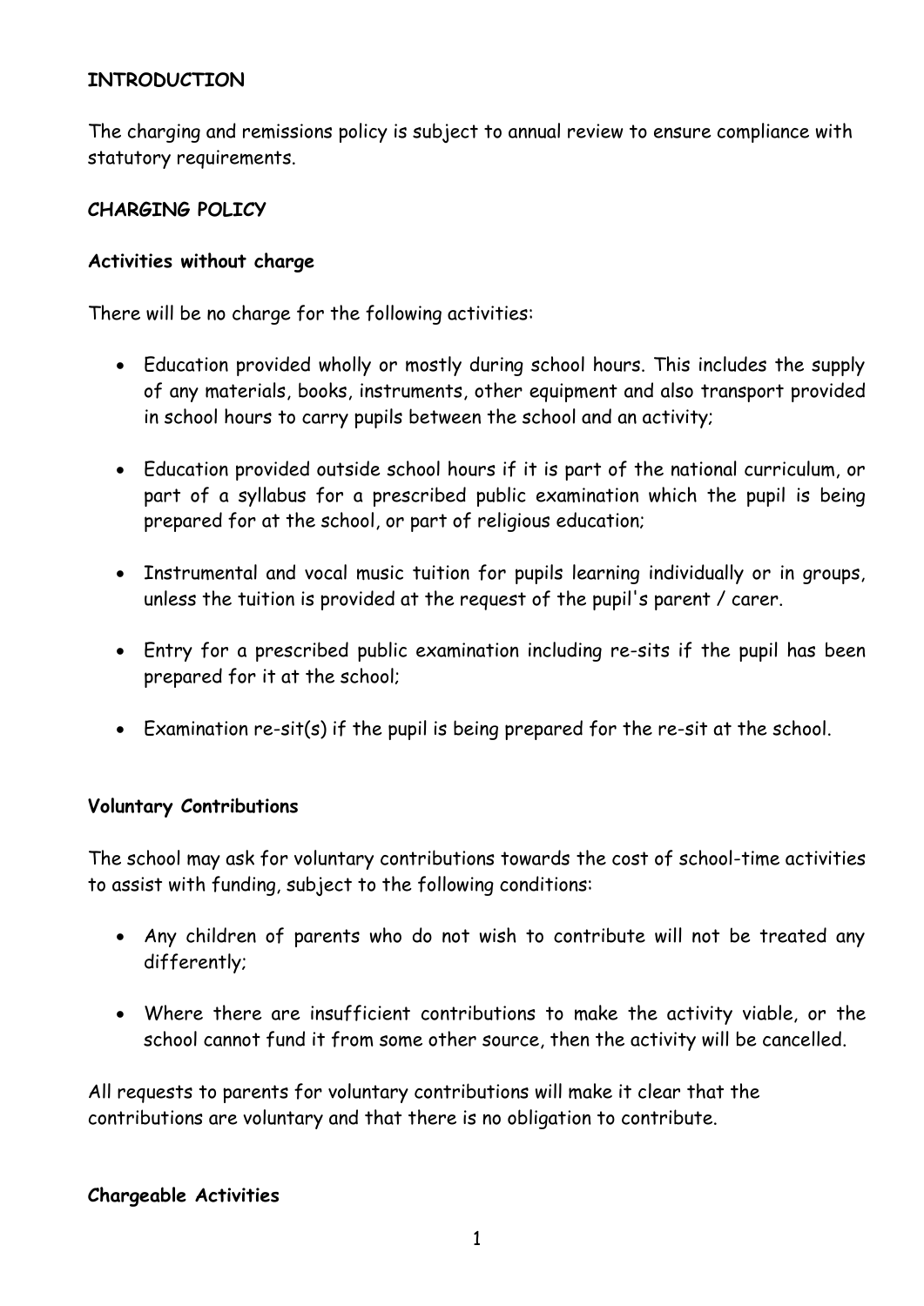## INTRODUCTION

The charging and remissions policy is subject to annual review to ensure compliance with statutory requirements.

## CHARGING POLICY

### Activities without charge

There will be no charge for the following activities:

- Education provided wholly or mostly during school hours. This includes the supply of any materials, books, instruments, other equipment and also transport provided in school hours to carry pupils between the school and an activity;
- Education provided outside school hours if it is part of the national curriculum, or part of a syllabus for a prescribed public examination which the pupil is being prepared for at the school, or part of religious education;
- Instrumental and vocal music tuition for pupils learning individually or in groups, unless the tuition is provided at the request of the pupil's parent / carer.
- Entry for a prescribed public examination including re-sits if the pupil has been prepared for it at the school;
- Examination re-sit(s) if the pupil is being prepared for the re-sit at the school.

### Voluntary Contributions

The school may ask for voluntary contributions towards the cost of school-time activities to assist with funding, subject to the following conditions:

- Any children of parents who do not wish to contribute will not be treated any differently;
- Where there are insufficient contributions to make the activity viable, or the school cannot fund it from some other source, then the activity will be cancelled.

All requests to parents for voluntary contributions will make it clear that the contributions are voluntary and that there is no obligation to contribute.

### Chargeable Activities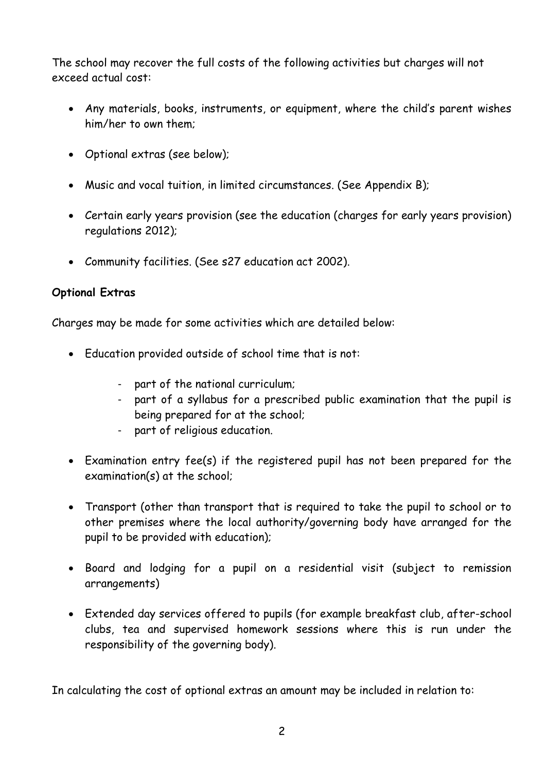The school may recover the full costs of the following activities but charges will not exceed actual cost:

- Any materials, books, instruments, or equipment, where the child's parent wishes him/her to own them;
- Optional extras (see below);
- Music and vocal tuition, in limited circumstances. (See Appendix B);
- Certain early years provision (see the education (charges for early years provision) regulations 2012);
- Community facilities. (See s27 education act 2002).

**Optional Extras**

Charges may be made for some activities which are detailed below:

- Education provided outside of school time that is not:
    - part of the national curriculum;
    - part of a syllabus for a prescribed public examination that the pupil is being prepared for at the school;
    - part of religious education.
- Examination entry fee(s) if the registered pupil has not been prepared for the examination(s) at the school;
- Transport (other than transport that is required to take the pupil to school or to other premises where the local authority/governing body have arranged for the pupil to be provided with education);
- Board and lodging for a pupil on a residential visit (subject to remission arrangements)
- Extended day services offered to pupils (for example breakfast club, after-school clubs, tea and supervised homework sessions where this is run under the responsibility of the governing body).

In calculating the cost of optional extras an amount may be included in relation to: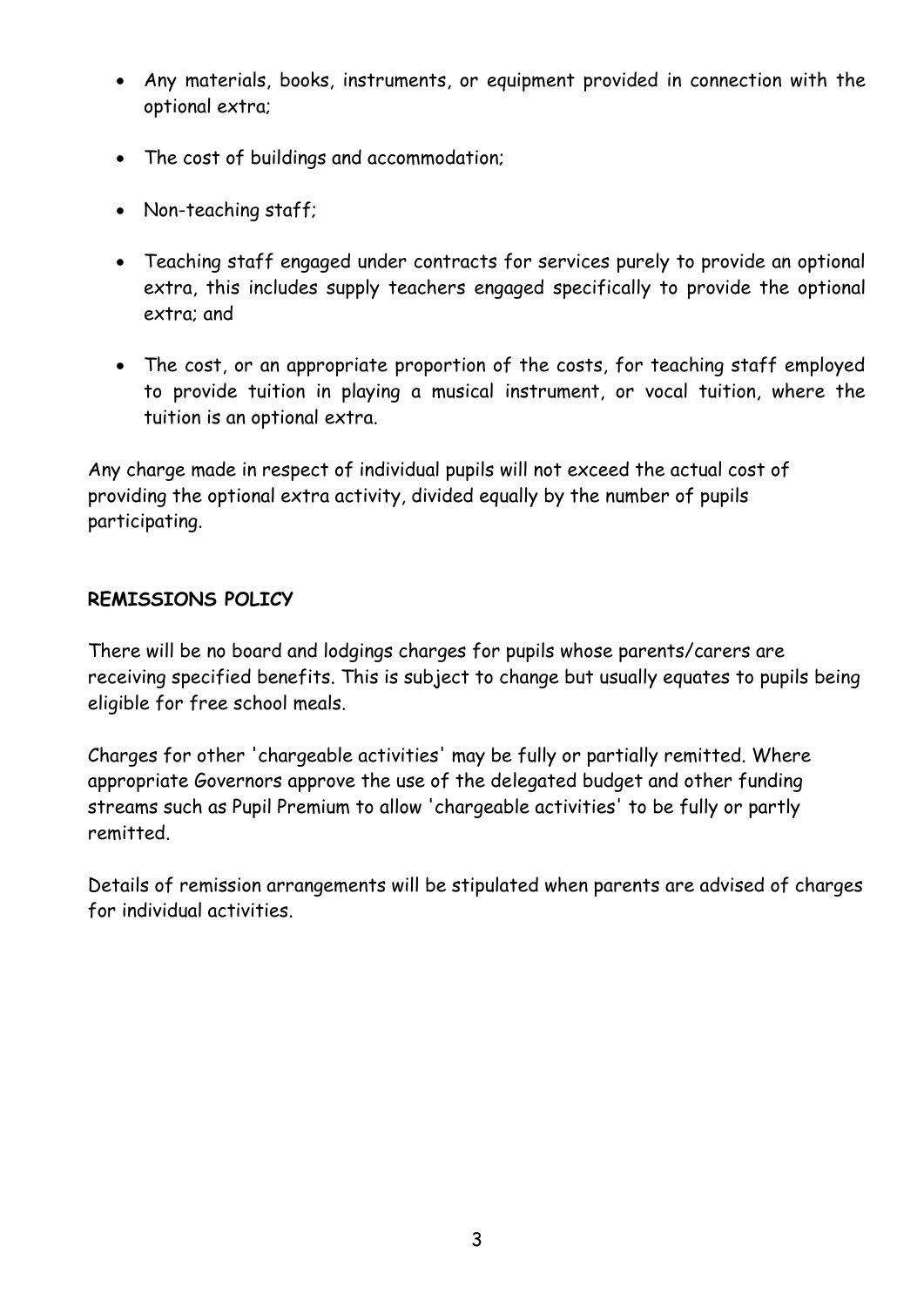- Any materials, books, instruments, or equipment provided in connection with the optional extra;

- The cost of buildings and accommodation;

- Non-teaching staff;

- Teaching staff engaged under contracts for services purely to provide an optional extra, this includes supply teachers engaged specifically to provide the optional extra; and

- The cost, or an appropriate proportion of the costs, for teaching staff employed to provide tuition in playing a musical instrument, or vocal tuition, where the tuition is an optional extra.

Any charge made in respect of individual pupils will not exceed the actual cost of providing the optional extra activity, divided equally by the number of pupils participating.

**REMISSIONS POLICY**

There will be no board and lodgings charges for pupils whose parents/carers are receiving specified benefits. This is subject to change but usually equates to pupils being eligible for free school meals.

Charges for other 'chargeable activities' may be fully or partially remitted. Where appropriate Governors approve the use of the delegated budget and other funding streams such as Pupil Premium to allow 'chargeable activities' to be fully or partly remitted.

Details of remission arrangements will be stipulated when parents are advised of charges for individual activities.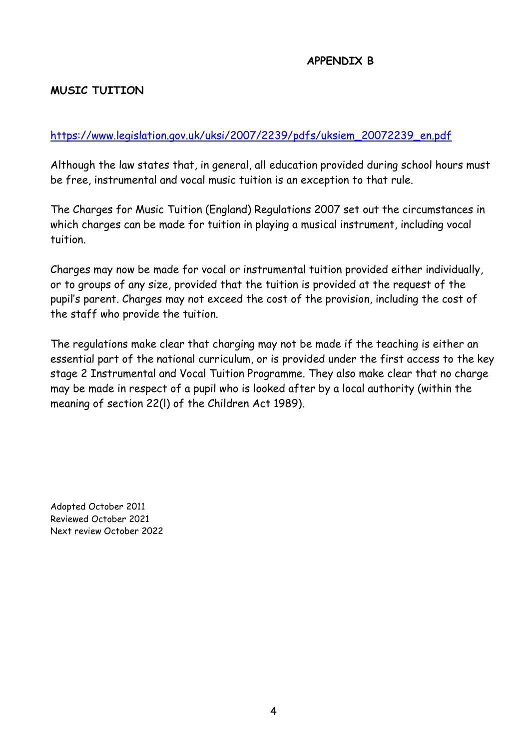**APPENDIX B**

## MUSIC TUITION

https://www.legislation.gov.uk/uksi/2007/2239/pdfs/uksiem_20072239_en.pdf

Although the law states that, in general, all education provided during school hours must be free, instrumental and vocal music tuition is an exception to that rule.

The Charges for Music Tuition (England) Regulations 2007 set out the circumstances in which charges can be made for tuition in playing a musical instrument, including vocal tuition.

Charges may now be made for vocal or instrumental tuition provided either individually, or to groups of any size, provided that the tuition is provided at the request of the pupil's parent. Charges may not exceed the cost of the provision, including the cost of the staff who provide the tuition.

The regulations make clear that charging may not be made if the teaching is either an essential part of the national curriculum, or is provided under the first access to the key stage 2 Instrumental and Vocal Tuition Programme. They also make clear that no charge may be made in respect of a pupil who is looked after by a local authority (within the meaning of section 22(l) of the Children Act 1989).

Adopted October 2011
Reviewed October 2021
Next review October 2022